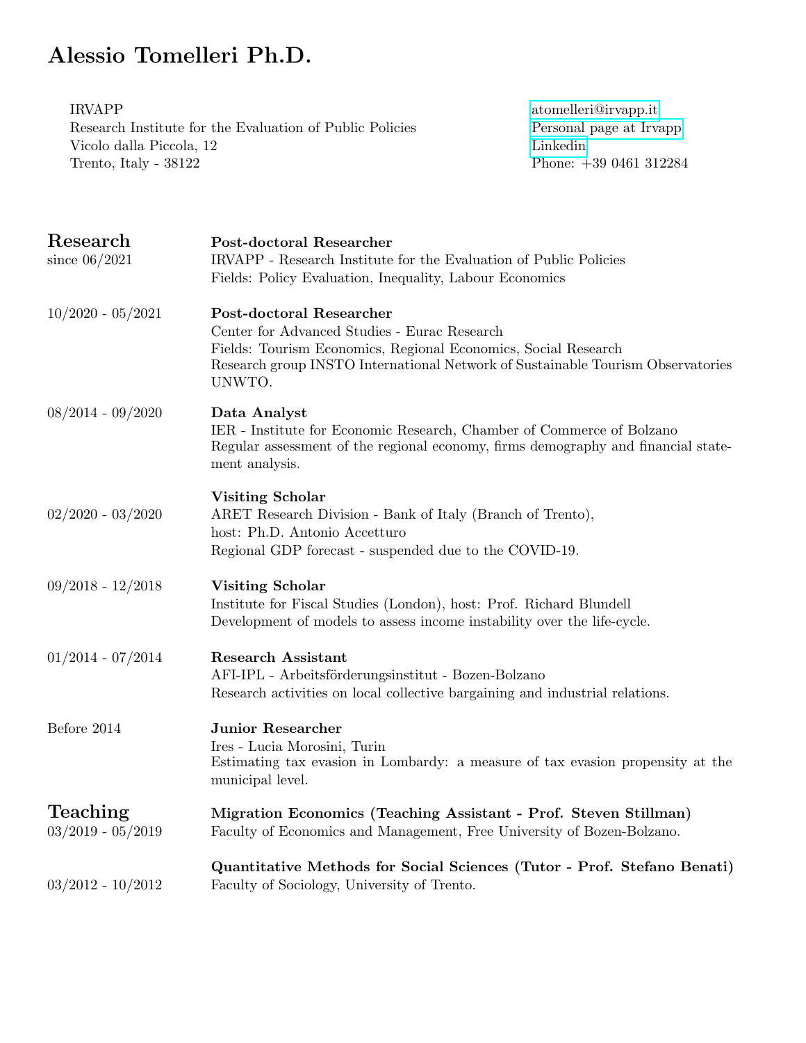# Alessio Tomelleri Ph.D.

IRVAPP
Research Institute for the Evaluation of Public Policies
Vicolo dalla Piccola, 12
Trento, Italy - 38122

atomelleri@irvapp.it
Personal page at Irvapp
Linkedin
Phone: +39 0461 312284

## Research

**since 06/2021** — **Post-doctoral Researcher**
IRVAPP - Research Institute for the Evaluation of Public Policies
Fields: Policy Evaluation, Inequality, Labour Economics

**10/2020 - 05/2021** — **Post-doctoral Researcher**
Center for Advanced Studies - Eurac Research
Fields: Tourism Economics, Regional Economics, Social Research
Research group INSTO International Network of Sustainable Tourism Observatories UNWTO.

**08/2014 - 09/2020** — **Data Analyst**
IER - Institute for Economic Research, Chamber of Commerce of Bolzano
Regular assessment of the regional economy, firms demography and financial statement analysis.

**02/2020 - 03/2020** — **Visiting Scholar**
ARET Research Division - Bank of Italy (Branch of Trento),
host: Ph.D. Antonio Accetturo
Regional GDP forecast - suspended due to the COVID-19.

**09/2018 - 12/2018** — **Visiting Scholar**
Institute for Fiscal Studies (London), host: Prof. Richard Blundell
Development of models to assess income instability over the life-cycle.

**01/2014 - 07/2014** — **Research Assistant**
AFI-IPL - Arbeitsförderungsinstitut - Bozen-Bolzano
Research activities on local collective bargaining and industrial relations.

**Before 2014** — **Junior Researcher**
Ires - Lucia Morosini, Turin
Estimating tax evasion in Lombardy: a measure of tax evasion propensity at the municipal level.

## Teaching

**03/2019 - 05/2019** — **Migration Economics (Teaching Assistant - Prof. Steven Stillman)**
Faculty of Economics and Management, Free University of Bozen-Bolzano.

**03/2012 - 10/2012** — **Quantitative Methods for Social Sciences (Tutor - Prof. Stefano Benati)**
Faculty of Sociology, University of Trento.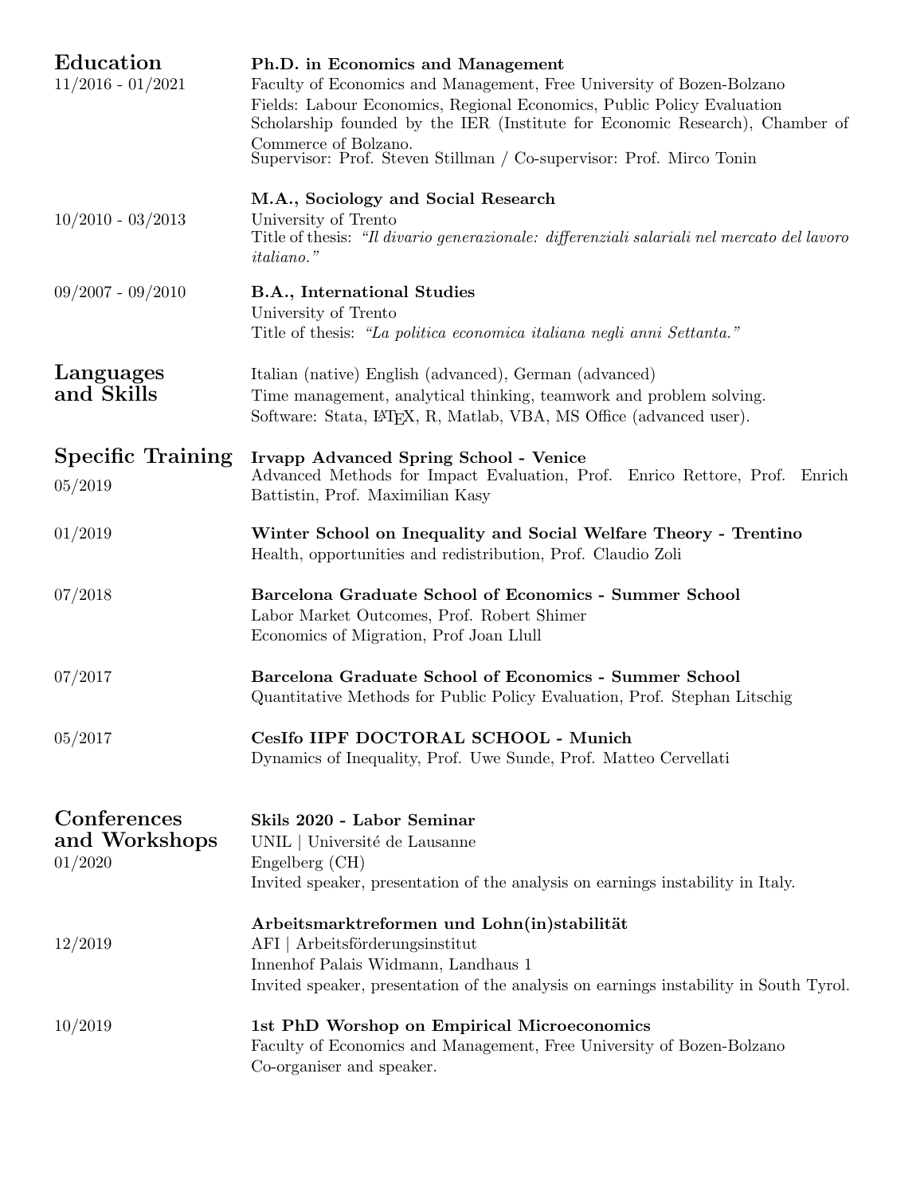## Education

**11/2016 - 01/2021**

**Ph.D. in Economics and Management**
Faculty of Economics and Management, Free University of Bozen-Bolzano
Fields: Labour Economics, Regional Economics, Public Policy Evaluation
Scholarship founded by the IER (Institute for Economic Research), Chamber of Commerce of Bolzano.
Supervisor: Prof. Steven Stillman / Co-supervisor: Prof. Mirco Tonin

**10/2010 - 03/2013**

**M.A., Sociology and Social Research**
University of Trento
Title of thesis: *"Il divario generazionale: differenziali salariali nel mercato del lavoro italiano."*

**09/2007 - 09/2010**

**B.A., International Studies**
University of Trento
Title of thesis: *"La politica economica italiana negli anni Settanta."*

## Languages and Skills

Italian (native) English (advanced), German (advanced)
Time management, analytical thinking, teamwork and problem solving.
Software: Stata, LaTeX, R, Matlab, VBA, MS Office (advanced user).

## Specific Training

**05/2019**

**Irvapp Advanced Spring School - Venice**
Advanced Methods for Impact Evaluation, Prof. Enrico Rettore, Prof. Enrich Battistin, Prof. Maximilian Kasy

**01/2019**

**Winter School on Inequality and Social Welfare Theory - Trentino**
Health, opportunities and redistribution, Prof. Claudio Zoli

**07/2018**

**Barcelona Graduate School of Economics - Summer School**
Labor Market Outcomes, Prof. Robert Shimer
Economics of Migration, Prof Joan Llull

**07/2017**

**Barcelona Graduate School of Economics - Summer School**
Quantitative Methods for Public Policy Evaluation, Prof. Stephan Litschig

**05/2017**

**CesIfo IIPF DOCTORAL SCHOOL - Munich**
Dynamics of Inequality, Prof. Uwe Sunde, Prof. Matteo Cervellati

## Conferences and Workshops

**01/2020**

**Skils 2020 - Labor Seminar**
UNIL | Université de Lausanne
Engelberg (CH)
Invited speaker, presentation of the analysis on earnings instability in Italy.

**12/2019**

**Arbeitsmarktreformen und Lohn(in)stabilität**
AFI | Arbeitsförderungsinstitut
Innenhof Palais Widmann, Landhaus 1
Invited speaker, presentation of the analysis on earnings instability in South Tyrol.

**10/2019**

**1st PhD Worshop on Empirical Microeconomics**
Faculty of Economics and Management, Free University of Bozen-Bolzano
Co-organiser and speaker.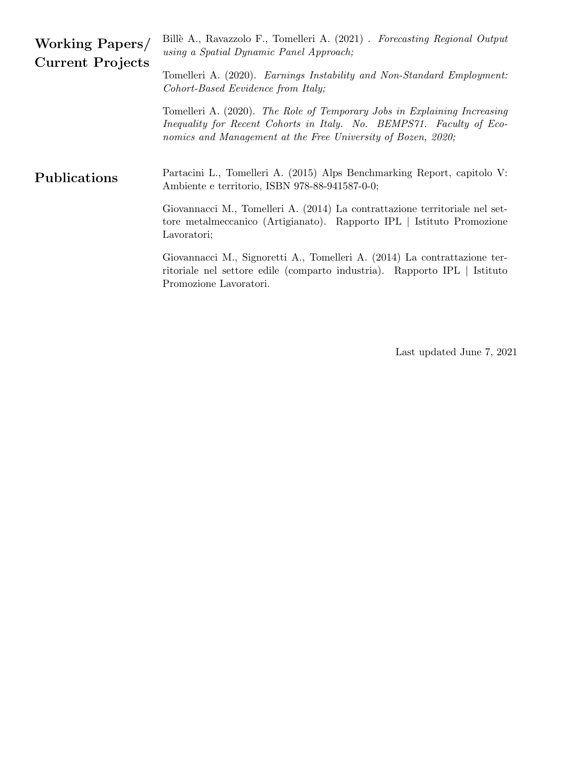## Working Papers/ Current Projects

Billè A., Ravazzolo F., Tomelleri A. (2021) . *Forecasting Regional Output using a Spatial Dynamic Panel Approach;*

Tomelleri A. (2020). *Earnings Instability and Non-Standard Employment: Cohort-Based Eevidence from Italy;*

Tomelleri A. (2020). *The Role of Temporary Jobs in Explaining Increasing Inequality for Recent Cohorts in Italy. No. BEMPS71. Faculty of Economics and Management at the Free University of Bozen, 2020;*

## Publications

Partacini L., Tomelleri A. (2015) Alps Benchmarking Report, capitolo V: Ambiente e territorio, ISBN 978-88-941587-0-0;

Giovannacci M., Tomelleri A. (2014) La contrattazione territoriale nel settore metalmeccanico (Artigianato). Rapporto IPL | Istituto Promozione Lavoratori;

Giovannacci M., Signoretti A., Tomelleri A. (2014) La contrattazione territoriale nel settore edile (comparto industria). Rapporto IPL | Istituto Promozione Lavoratori.

Last updated June 7, 2021